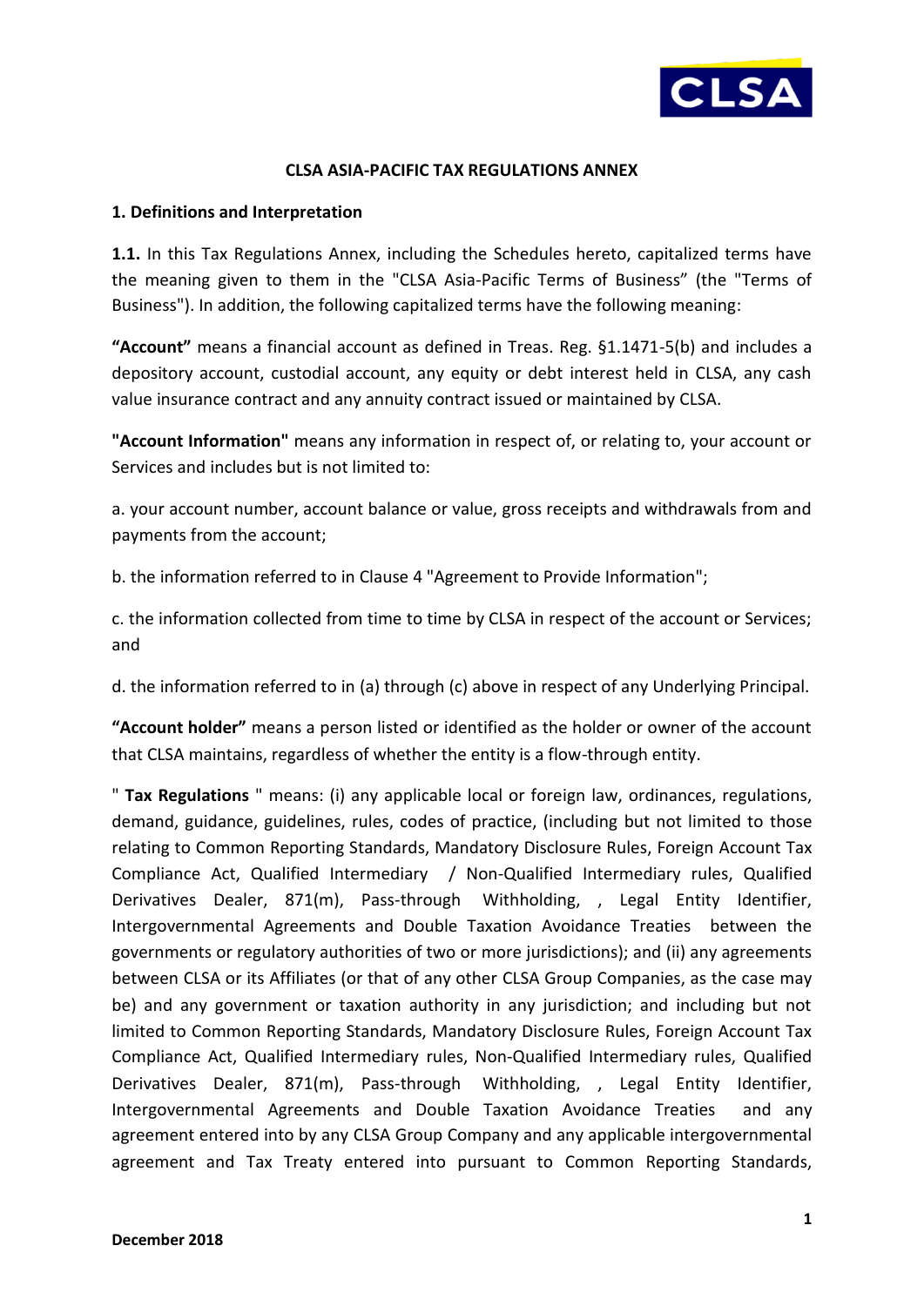**CLSA ASIA-PACIFIC TAX REGULATIONS ANNEX**

**1. Definitions and Interpretation**

**1.1.** In this Tax Regulations Annex, including the Schedules hereto, capitalized terms have the meaning given to them in the "CLSA Asia-Pacific Terms of Business" (the "Terms of Business"). In addition, the following capitalized terms have the following meaning:

**"Account"** means a financial account as defined in Treas. Reg. §1.1471-5(b) and includes a depository account, custodial account, any equity or debt interest held in CLSA, any cash value insurance contract and any annuity contract issued or maintained by CLSA.

**"Account Information"** means any information in respect of, or relating to, your account or Services and includes but is not limited to:

a. your account number, account balance or value, gross receipts and withdrawals from and payments from the account;

b. the information referred to in Clause 4 "Agreement to Provide Information";

c. the information collected from time to time by CLSA in respect of the account or Services; and

d. the information referred to in (a) through (c) above in respect of any Underlying Principal.

**"Account holder"** means a person listed or identified as the holder or owner of the account that CLSA maintains, regardless of whether the entity is a flow-through entity.

" **Tax Regulations** " means: (i) any applicable local or foreign law, ordinances, regulations, demand, guidance, guidelines, rules, codes of practice, (including but not limited to those relating to Common Reporting Standards, Mandatory Disclosure Rules, Foreign Account Tax Compliance Act, Qualified Intermediary / Non-Qualified Intermediary rules, Qualified Derivatives Dealer, 871(m), Pass-through Withholding, , Legal Entity Identifier, Intergovernmental Agreements and Double Taxation Avoidance Treaties between the governments or regulatory authorities of two or more jurisdictions); and (ii) any agreements between CLSA or its Affiliates (or that of any other CLSA Group Companies, as the case may be) and any government or taxation authority in any jurisdiction; and including but not limited to Common Reporting Standards, Mandatory Disclosure Rules, Foreign Account Tax Compliance Act, Qualified Intermediary rules, Non-Qualified Intermediary rules, Qualified Derivatives Dealer, 871(m), Pass-through Withholding, , Legal Entity Identifier, Intergovernmental Agreements and Double Taxation Avoidance Treaties and any agreement entered into by any CLSA Group Company and any applicable intergovernmental agreement and Tax Treaty entered into pursuant to Common Reporting Standards,

December 2018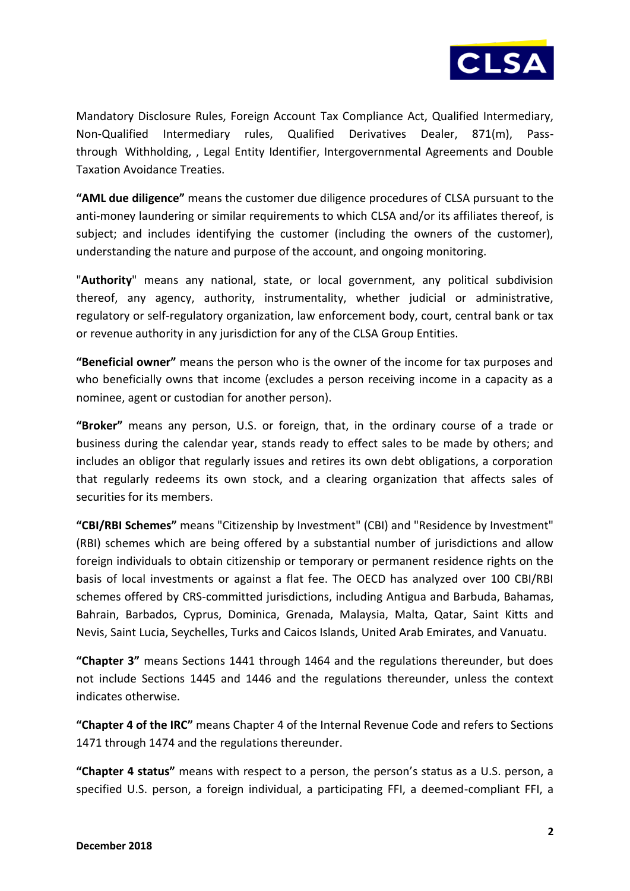Mandatory Disclosure Rules, Foreign Account Tax Compliance Act, Qualified Intermediary, Non-Qualified Intermediary rules, Qualified Derivatives Dealer, 871(m), Pass-through Withholding, , Legal Entity Identifier, Intergovernmental Agreements and Double Taxation Avoidance Treaties.

**"AML due diligence"** means the customer due diligence procedures of CLSA pursuant to the anti-money laundering or similar requirements to which CLSA and/or its affiliates thereof, is subject; and includes identifying the customer (including the owners of the customer), understanding the nature and purpose of the account, and ongoing monitoring.

"**Authority**" means any national, state, or local government, any political subdivision thereof, any agency, authority, instrumentality, whether judicial or administrative, regulatory or self-regulatory organization, law enforcement body, court, central bank or tax or revenue authority in any jurisdiction for any of the CLSA Group Entities.

**"Beneficial owner"** means the person who is the owner of the income for tax purposes and who beneficially owns that income (excludes a person receiving income in a capacity as a nominee, agent or custodian for another person).

**"Broker"** means any person, U.S. or foreign, that, in the ordinary course of a trade or business during the calendar year, stands ready to effect sales to be made by others; and includes an obligor that regularly issues and retires its own debt obligations, a corporation that regularly redeems its own stock, and a clearing organization that affects sales of securities for its members.

**"CBI/RBI Schemes"** means "Citizenship by Investment" (CBI) and "Residence by Investment" (RBI) schemes which are being offered by a substantial number of jurisdictions and allow foreign individuals to obtain citizenship or temporary or permanent residence rights on the basis of local investments or against a flat fee. The OECD has analyzed over 100 CBI/RBI schemes offered by CRS-committed jurisdictions, including Antigua and Barbuda, Bahamas, Bahrain, Barbados, Cyprus, Dominica, Grenada, Malaysia, Malta, Qatar, Saint Kitts and Nevis, Saint Lucia, Seychelles, Turks and Caicos Islands, United Arab Emirates, and Vanuatu.

**"Chapter 3"** means Sections 1441 through 1464 and the regulations thereunder, but does not include Sections 1445 and 1446 and the regulations thereunder, unless the context indicates otherwise.

**"Chapter 4 of the IRC"** means Chapter 4 of the Internal Revenue Code and refers to Sections 1471 through 1474 and the regulations thereunder.

**"Chapter 4 status"** means with respect to a person, the person's status as a U.S. person, a specified U.S. person, a foreign individual, a participating FFI, a deemed-compliant FFI, a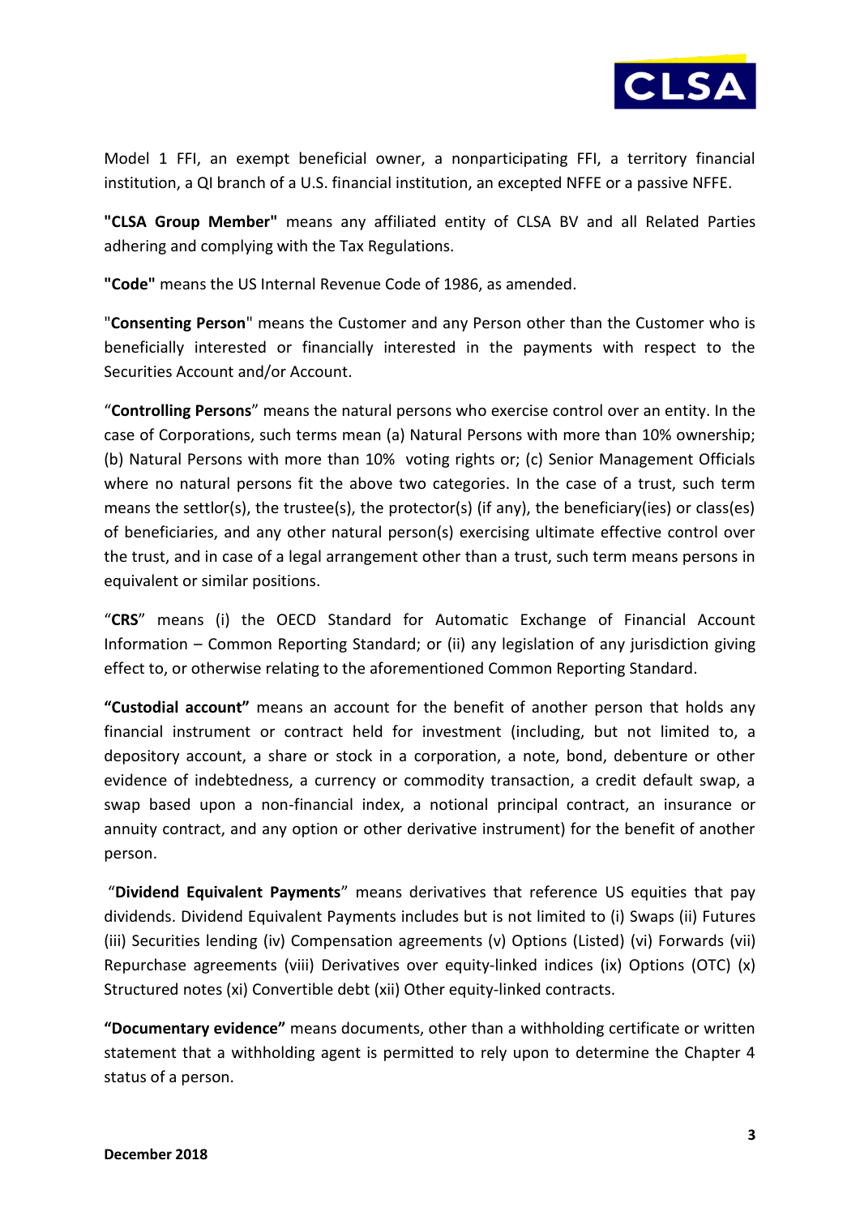Model 1 FFI, an exempt beneficial owner, a nonparticipating FFI, a territory financial institution, a QI branch of a U.S. financial institution, an excepted NFFE or a passive NFFE.

**"CLSA Group Member"** means any affiliated entity of CLSA BV and all Related Parties adhering and complying with the Tax Regulations.

**"Code"** means the US Internal Revenue Code of 1986, as amended.

"**Consenting Person**" means the Customer and any Person other than the Customer who is beneficially interested or financially interested in the payments with respect to the Securities Account and/or Account.

"**Controlling Persons**" means the natural persons who exercise control over an entity. In the case of Corporations, such terms mean (a) Natural Persons with more than 10% ownership; (b) Natural Persons with more than 10% voting rights or; (c) Senior Management Officials where no natural persons fit the above two categories. In the case of a trust, such term means the settlor(s), the trustee(s), the protector(s) (if any), the beneficiary(ies) or class(es) of beneficiaries, and any other natural person(s) exercising ultimate effective control over the trust, and in case of a legal arrangement other than a trust, such term means persons in equivalent or similar positions.

"**CRS**" means (i) the OECD Standard for Automatic Exchange of Financial Account Information – Common Reporting Standard; or (ii) any legislation of any jurisdiction giving effect to, or otherwise relating to the aforementioned Common Reporting Standard.

**"Custodial account"** means an account for the benefit of another person that holds any financial instrument or contract held for investment (including, but not limited to, a depository account, a share or stock in a corporation, a note, bond, debenture or other evidence of indebtedness, a currency or commodity transaction, a credit default swap, a swap based upon a non-financial index, a notional principal contract, an insurance or annuity contract, and any option or other derivative instrument) for the benefit of another person.

"**Dividend Equivalent Payments**" means derivatives that reference US equities that pay dividends. Dividend Equivalent Payments includes but is not limited to (i) Swaps (ii) Futures (iii) Securities lending (iv) Compensation agreements (v) Options (Listed) (vi) Forwards (vii) Repurchase agreements (viii) Derivatives over equity-linked indices (ix) Options (OTC) (x) Structured notes (xi) Convertible debt (xii) Other equity-linked contracts.

**"Documentary evidence"** means documents, other than a withholding certificate or written statement that a withholding agent is permitted to rely upon to determine the Chapter 4 status of a person.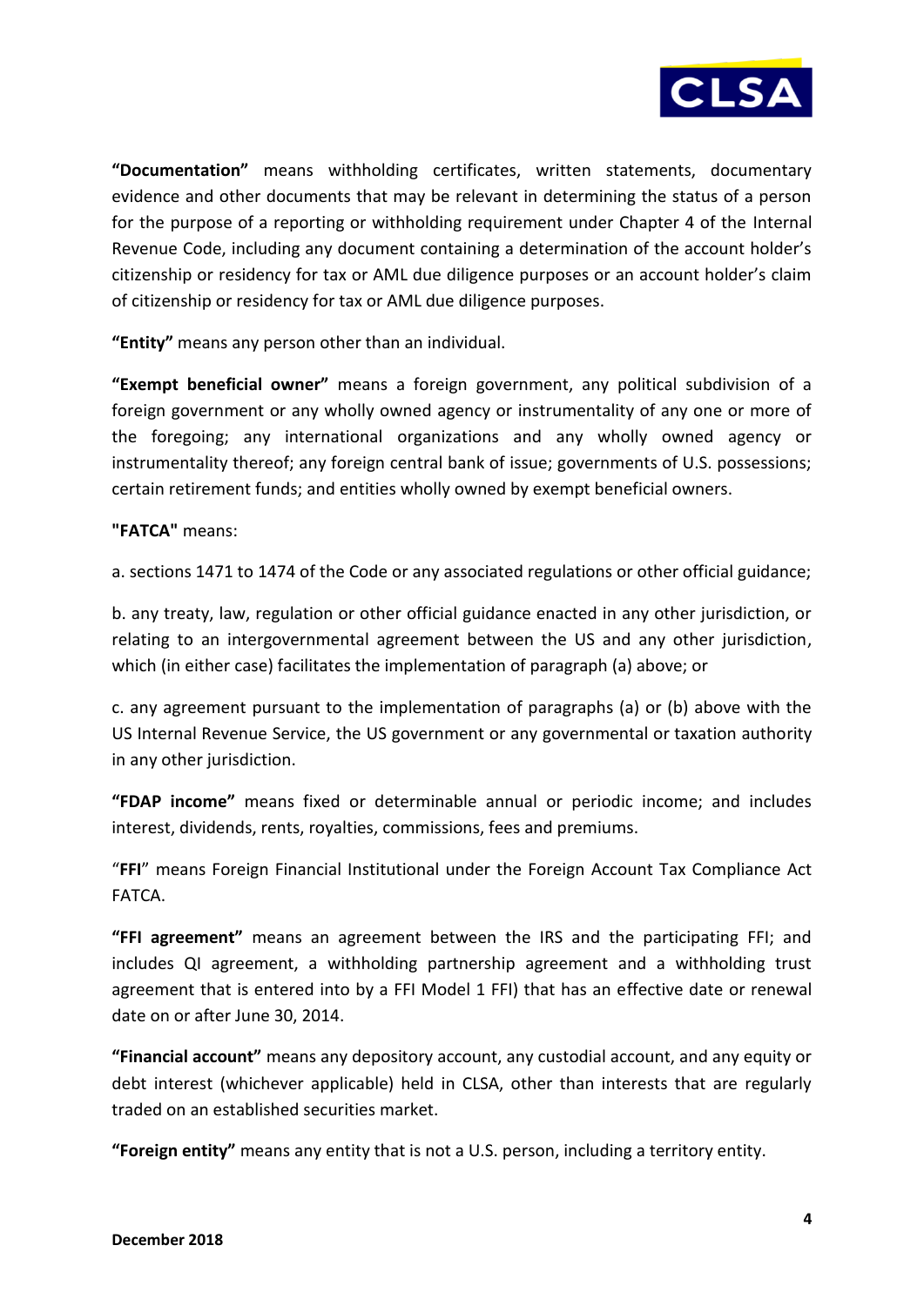**"Documentation"** means withholding certificates, written statements, documentary evidence and other documents that may be relevant in determining the status of a person for the purpose of a reporting or withholding requirement under Chapter 4 of the Internal Revenue Code, including any document containing a determination of the account holder's citizenship or residency for tax or AML due diligence purposes or an account holder's claim of citizenship or residency for tax or AML due diligence purposes.

**"Entity"** means any person other than an individual.

**"Exempt beneficial owner"** means a foreign government, any political subdivision of a foreign government or any wholly owned agency or instrumentality of any one or more of the foregoing; any international organizations and any wholly owned agency or instrumentality thereof; any foreign central bank of issue; governments of U.S. possessions; certain retirement funds; and entities wholly owned by exempt beneficial owners.

**"FATCA"** means:

a. sections 1471 to 1474 of the Code or any associated regulations or other official guidance;

b. any treaty, law, regulation or other official guidance enacted in any other jurisdiction, or relating to an intergovernmental agreement between the US and any other jurisdiction, which (in either case) facilitates the implementation of paragraph (a) above; or

c. any agreement pursuant to the implementation of paragraphs (a) or (b) above with the US Internal Revenue Service, the US government or any governmental or taxation authority in any other jurisdiction.

**"FDAP income"** means fixed or determinable annual or periodic income; and includes interest, dividends, rents, royalties, commissions, fees and premiums.

"**FFI**" means Foreign Financial Institutional under the Foreign Account Tax Compliance Act FATCA.

**"FFI agreement"** means an agreement between the IRS and the participating FFI; and includes QI agreement, a withholding partnership agreement and a withholding trust agreement that is entered into by a FFI Model 1 FFI) that has an effective date or renewal date on or after June 30, 2014.

**"Financial account"** means any depository account, any custodial account, and any equity or debt interest (whichever applicable) held in CLSA, other than interests that are regularly traded on an established securities market.

**"Foreign entity"** means any entity that is not a U.S. person, including a territory entity.

**December 2018**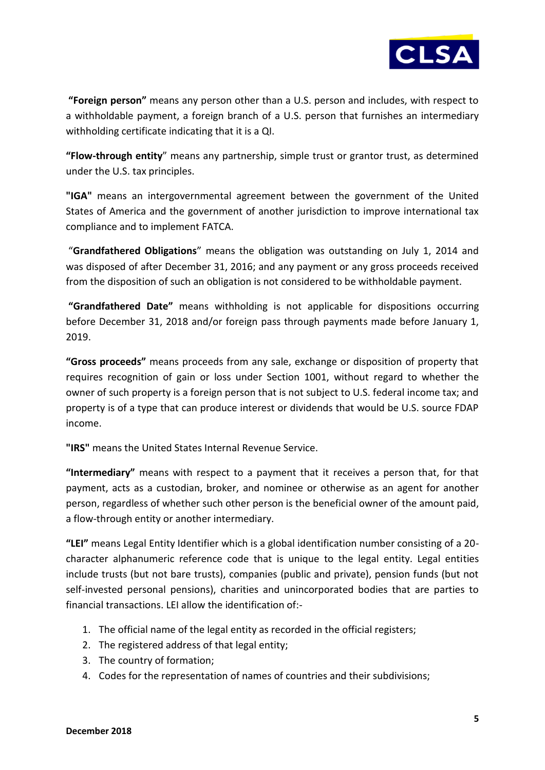**"Foreign person"** means any person other than a U.S. person and includes, with respect to a withholdable payment, a foreign branch of a U.S. person that furnishes an intermediary withholding certificate indicating that it is a QI.

**"Flow-through entity"** means any partnership, simple trust or grantor trust, as determined under the U.S. tax principles.

**"IGA"** means an intergovernmental agreement between the government of the United States of America and the government of another jurisdiction to improve international tax compliance and to implement FATCA.

"**Grandfathered Obligations**" means the obligation was outstanding on July 1, 2014 and was disposed of after December 31, 2016; and any payment or any gross proceeds received from the disposition of such an obligation is not considered to be withholdable payment.

**"Grandfathered Date"** means withholding is not applicable for dispositions occurring before December 31, 2018 and/or foreign pass through payments made before January 1, 2019.

**"Gross proceeds"** means proceeds from any sale, exchange or disposition of property that requires recognition of gain or loss under Section 1001, without regard to whether the owner of such property is a foreign person that is not subject to U.S. federal income tax; and property is of a type that can produce interest or dividends that would be U.S. source FDAP income.

**"IRS"** means the United States Internal Revenue Service.

**"Intermediary"** means with respect to a payment that it receives a person that, for that payment, acts as a custodian, broker, and nominee or otherwise as an agent for another person, regardless of whether such other person is the beneficial owner of the amount paid, a flow-through entity or another intermediary.

**"LEI"** means Legal Entity Identifier which is a global identification number consisting of a 20-character alphanumeric reference code that is unique to the legal entity. Legal entities include trusts (but not bare trusts), companies (public and private), pension funds (but not self-invested personal pensions), charities and unincorporated bodies that are parties to financial transactions. LEI allow the identification of:-

1. The official name of the legal entity as recorded in the official registers;
2. The registered address of that legal entity;
3. The country of formation;
4. Codes for the representation of names of countries and their subdivisions;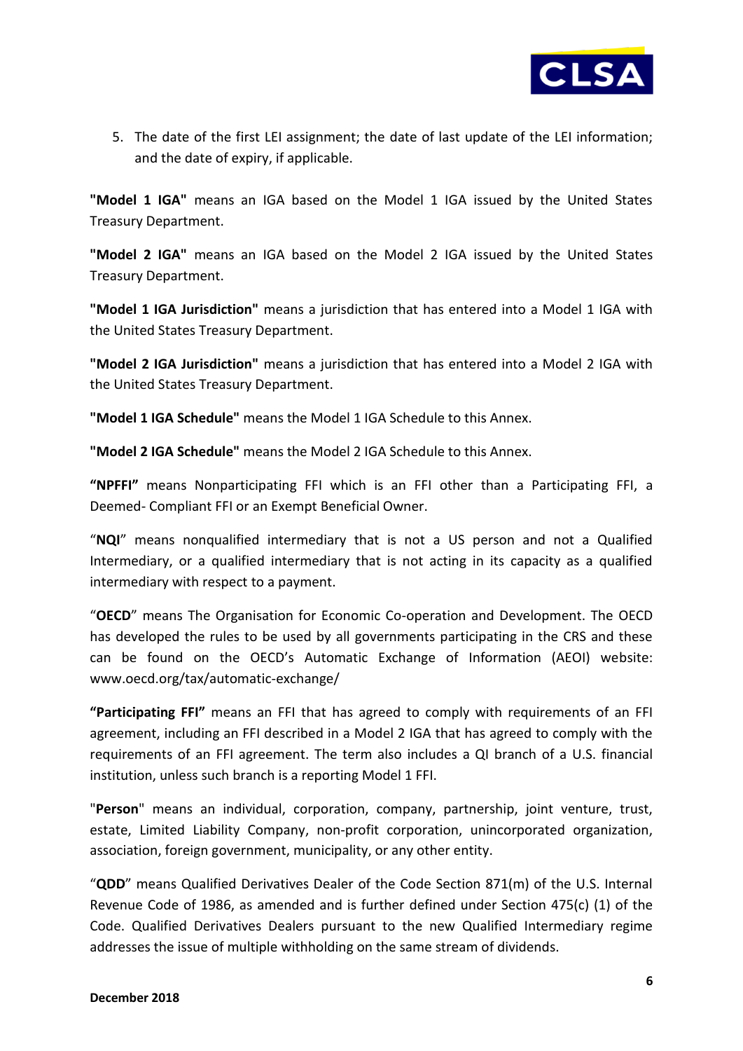5. The date of the first LEI assignment; the date of last update of the LEI information; and the date of expiry, if applicable.

**"Model 1 IGA"** means an IGA based on the Model 1 IGA issued by the United States Treasury Department.

**"Model 2 IGA"** means an IGA based on the Model 2 IGA issued by the United States Treasury Department.

**"Model 1 IGA Jurisdiction"** means a jurisdiction that has entered into a Model 1 IGA with the United States Treasury Department.

**"Model 2 IGA Jurisdiction"** means a jurisdiction that has entered into a Model 2 IGA with the United States Treasury Department.

**"Model 1 IGA Schedule"** means the Model 1 IGA Schedule to this Annex.

**"Model 2 IGA Schedule"** means the Model 2 IGA Schedule to this Annex.

**"NPFFI"** means Nonparticipating FFI which is an FFI other than a Participating FFI, a Deemed- Compliant FFI or an Exempt Beneficial Owner.

"**NQI**" means nonqualified intermediary that is not a US person and not a Qualified Intermediary, or a qualified intermediary that is not acting in its capacity as a qualified intermediary with respect to a payment.

"**OECD**" means The Organisation for Economic Co-operation and Development. The OECD has developed the rules to be used by all governments participating in the CRS and these can be found on the OECD's Automatic Exchange of Information (AEOI) website: www.oecd.org/tax/automatic-exchange/

**"Participating FFI"** means an FFI that has agreed to comply with requirements of an FFI agreement, including an FFI described in a Model 2 IGA that has agreed to comply with the requirements of an FFI agreement. The term also includes a QI branch of a U.S. financial institution, unless such branch is a reporting Model 1 FFI.

"**Person**" means an individual, corporation, company, partnership, joint venture, trust, estate, Limited Liability Company, non-profit corporation, unincorporated organization, association, foreign government, municipality, or any other entity.

"**QDD**" means Qualified Derivatives Dealer of the Code Section 871(m) of the U.S. Internal Revenue Code of 1986, as amended and is further defined under Section 475(c) (1) of the Code. Qualified Derivatives Dealers pursuant to the new Qualified Intermediary regime addresses the issue of multiple withholding on the same stream of dividends.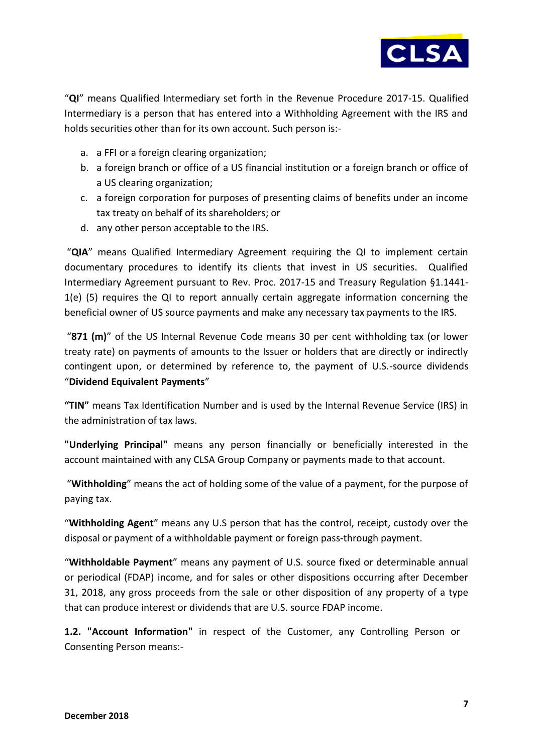"**QI**" means Qualified Intermediary set forth in the Revenue Procedure 2017-15. Qualified Intermediary is a person that has entered into a Withholding Agreement with the IRS and holds securities other than for its own account. Such person is:-

a. a FFI or a foreign clearing organization;
b. a foreign branch or office of a US financial institution or a foreign branch or office of a US clearing organization;
c. a foreign corporation for purposes of presenting claims of benefits under an income tax treaty on behalf of its shareholders; or
d. any other person acceptable to the IRS.

"**QIA**" means Qualified Intermediary Agreement requiring the QI to implement certain documentary procedures to identify its clients that invest in US securities. Qualified Intermediary Agreement pursuant to Rev. Proc. 2017-15 and Treasury Regulation §1.1441-1(e) (5) requires the QI to report annually certain aggregate information concerning the beneficial owner of US source payments and make any necessary tax payments to the IRS.

"**871 (m)**" of the US Internal Revenue Code means 30 per cent withholding tax (or lower treaty rate) on payments of amounts to the Issuer or holders that are directly or indirectly contingent upon, or determined by reference to, the payment of U.S.-source dividends "**Dividend Equivalent Payments**"

**"TIN"** means Tax Identification Number and is used by the Internal Revenue Service (IRS) in the administration of tax laws.

**"Underlying Principal"** means any person financially or beneficially interested in the account maintained with any CLSA Group Company or payments made to that account.

"**Withholding**" means the act of holding some of the value of a payment, for the purpose of paying tax.

"**Withholding Agent**" means any U.S person that has the control, receipt, custody over the disposal or payment of a withholdable payment or foreign pass-through payment.

"**Withholdable Payment**" means any payment of U.S. source fixed or determinable annual or periodical (FDAP) income, and for sales or other dispositions occurring after December 31, 2018, any gross proceeds from the sale or other disposition of any property of a type that can produce interest or dividends that are U.S. source FDAP income.

**1.2. "Account Information"** in respect of the Customer, any Controlling Person or Consenting Person means:-

**December 2018**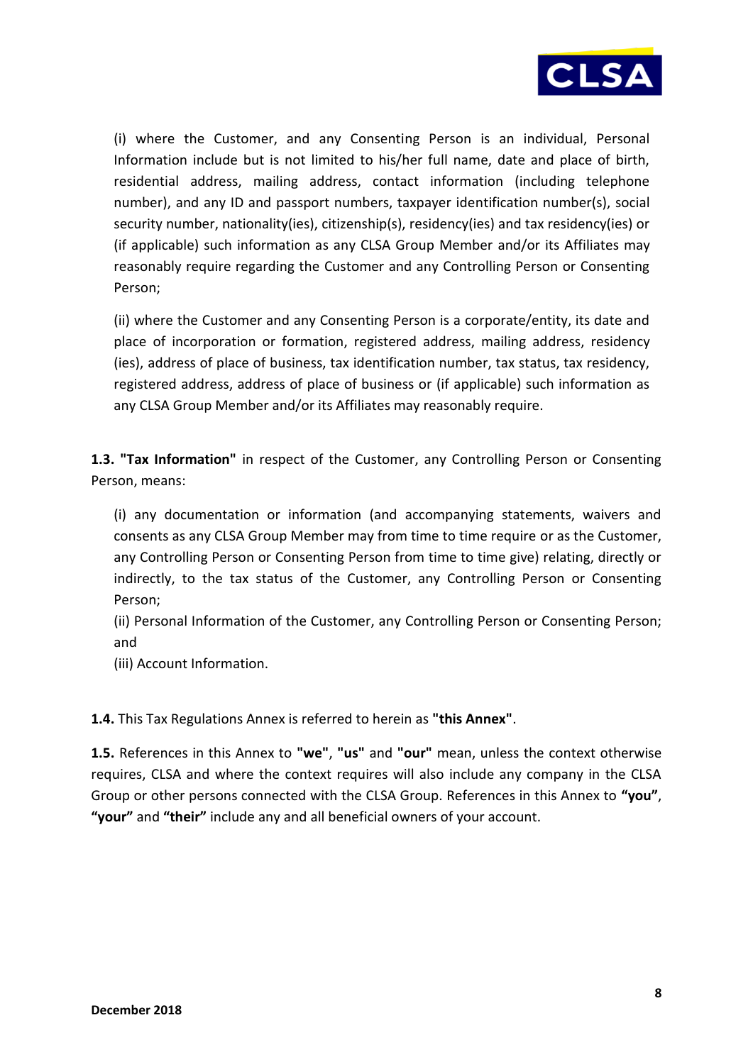(i) where the Customer, and any Consenting Person is an individual, Personal Information include but is not limited to his/her full name, date and place of birth, residential address, mailing address, contact information (including telephone number), and any ID and passport numbers, taxpayer identification number(s), social security number, nationality(ies), citizenship(s), residency(ies) and tax residency(ies) or (if applicable) such information as any CLSA Group Member and/or its Affiliates may reasonably require regarding the Customer and any Controlling Person or Consenting Person;

(ii) where the Customer and any Consenting Person is a corporate/entity, its date and place of incorporation or formation, registered address, mailing address, residency (ies), address of place of business, tax identification number, tax status, tax residency, registered address, address of place of business or (if applicable) such information as any CLSA Group Member and/or its Affiliates may reasonably require.

**1.3. "Tax Information"** in respect of the Customer, any Controlling Person or Consenting Person, means:

(i) any documentation or information (and accompanying statements, waivers and consents as any CLSA Group Member may from time to time require or as the Customer, any Controlling Person or Consenting Person from time to time give) relating, directly or indirectly, to the tax status of the Customer, any Controlling Person or Consenting Person;

(ii) Personal Information of the Customer, any Controlling Person or Consenting Person; and

(iii) Account Information.

**1.4.** This Tax Regulations Annex is referred to herein as **"this Annex"**.

**1.5.** References in this Annex to **"we"**, **"us"** and **"our"** mean, unless the context otherwise requires, CLSA and where the context requires will also include any company in the CLSA Group or other persons connected with the CLSA Group. References in this Annex to **"you"**, **"your"** and **"their"** include any and all beneficial owners of your account.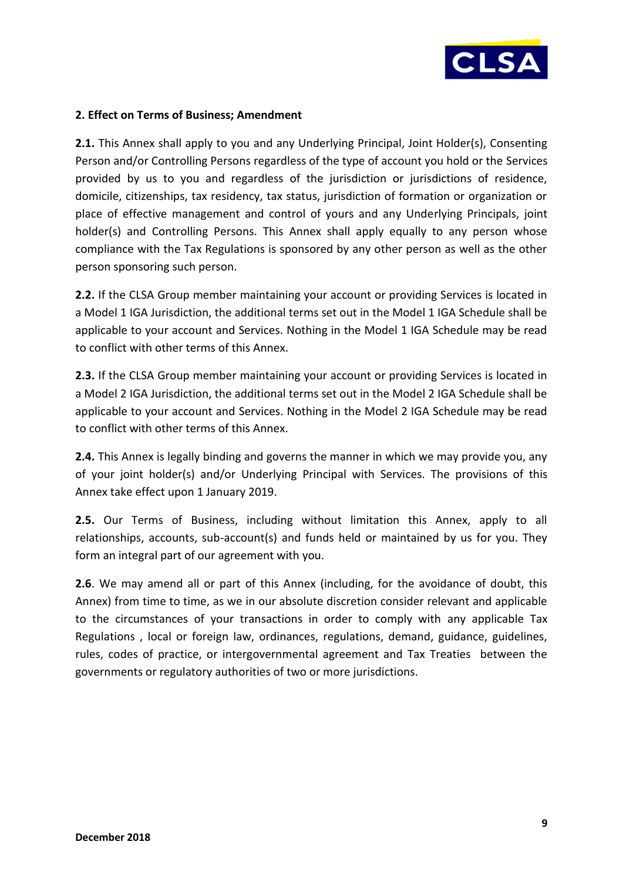**2. Effect on Terms of Business; Amendment**

**2.1.** This Annex shall apply to you and any Underlying Principal, Joint Holder(s), Consenting Person and/or Controlling Persons regardless of the type of account you hold or the Services provided by us to you and regardless of the jurisdiction or jurisdictions of residence, domicile, citizenships, tax residency, tax status, jurisdiction of formation or organization or place of effective management and control of yours and any Underlying Principals, joint holder(s) and Controlling Persons. This Annex shall apply equally to any person whose compliance with the Tax Regulations is sponsored by any other person as well as the other person sponsoring such person.

**2.2.** If the CLSA Group member maintaining your account or providing Services is located in a Model 1 IGA Jurisdiction, the additional terms set out in the Model 1 IGA Schedule shall be applicable to your account and Services. Nothing in the Model 1 IGA Schedule may be read to conflict with other terms of this Annex.

**2.3.** If the CLSA Group member maintaining your account or providing Services is located in a Model 2 IGA Jurisdiction, the additional terms set out in the Model 2 IGA Schedule shall be applicable to your account and Services. Nothing in the Model 2 IGA Schedule may be read to conflict with other terms of this Annex.

**2.4.** This Annex is legally binding and governs the manner in which we may provide you, any of your joint holder(s) and/or Underlying Principal with Services. The provisions of this Annex take effect upon 1 January 2019.

**2.5.** Our Terms of Business, including without limitation this Annex, apply to all relationships, accounts, sub-account(s) and funds held or maintained by us for you. They form an integral part of our agreement with you.

**2.6**. We may amend all or part of this Annex (including, for the avoidance of doubt, this Annex) from time to time, as we in our absolute discretion consider relevant and applicable to the circumstances of your transactions in order to comply with any applicable Tax Regulations , local or foreign law, ordinances, regulations, demand, guidance, guidelines, rules, codes of practice, or intergovernmental agreement and Tax Treaties between the governments or regulatory authorities of two or more jurisdictions.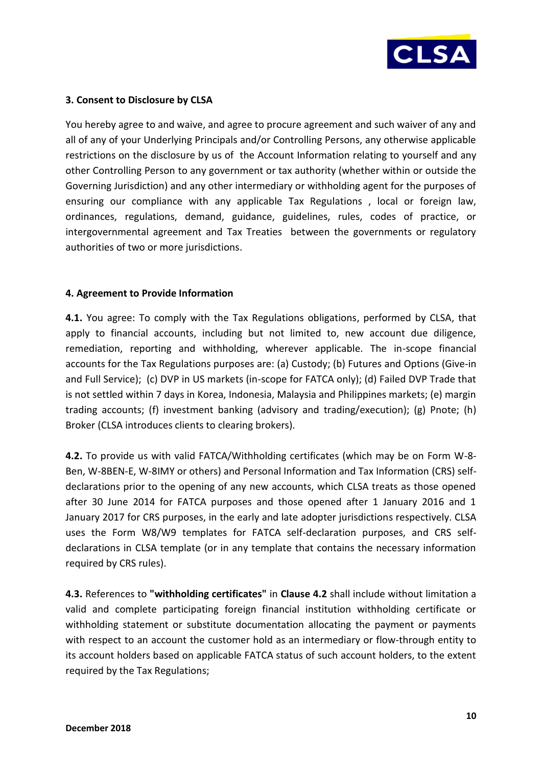**3. Consent to Disclosure by CLSA**

You hereby agree to and waive, and agree to procure agreement and such waiver of any and all of any of your Underlying Principals and/or Controlling Persons, any otherwise applicable restrictions on the disclosure by us of the Account Information relating to yourself and any other Controlling Person to any government or tax authority (whether within or outside the Governing Jurisdiction) and any other intermediary or withholding agent for the purposes of ensuring our compliance with any applicable Tax Regulations , local or foreign law, ordinances, regulations, demand, guidance, guidelines, rules, codes of practice, or intergovernmental agreement and Tax Treaties between the governments or regulatory authorities of two or more jurisdictions.

**4. Agreement to Provide Information**

**4.1.** You agree: To comply with the Tax Regulations obligations, performed by CLSA, that apply to financial accounts, including but not limited to, new account due diligence, remediation, reporting and withholding, wherever applicable. The in-scope financial accounts for the Tax Regulations purposes are: (a) Custody; (b) Futures and Options (Give-in and Full Service); (c) DVP in US markets (in-scope for FATCA only); (d) Failed DVP Trade that is not settled within 7 days in Korea, Indonesia, Malaysia and Philippines markets; (e) margin trading accounts; (f) investment banking (advisory and trading/execution); (g) Pnote; (h) Broker (CLSA introduces clients to clearing brokers).

**4.2.** To provide us with valid FATCA/Withholding certificates (which may be on Form W-8-Ben, W-8BEN-E, W-8IMY or others) and Personal Information and Tax Information (CRS) self-declarations prior to the opening of any new accounts, which CLSA treats as those opened after 30 June 2014 for FATCA purposes and those opened after 1 January 2016 and 1 January 2017 for CRS purposes, in the early and late adopter jurisdictions respectively. CLSA uses the Form W8/W9 templates for FATCA self-declaration purposes, and CRS self-declarations in CLSA template (or in any template that contains the necessary information required by CRS rules).

**4.3.** References to **"withholding certificates"** in **Clause 4.2** shall include without limitation a valid and complete participating foreign financial institution withholding certificate or withholding statement or substitute documentation allocating the payment or payments with respect to an account the customer hold as an intermediary or flow-through entity to its account holders based on applicable FATCA status of such account holders, to the extent required by the Tax Regulations;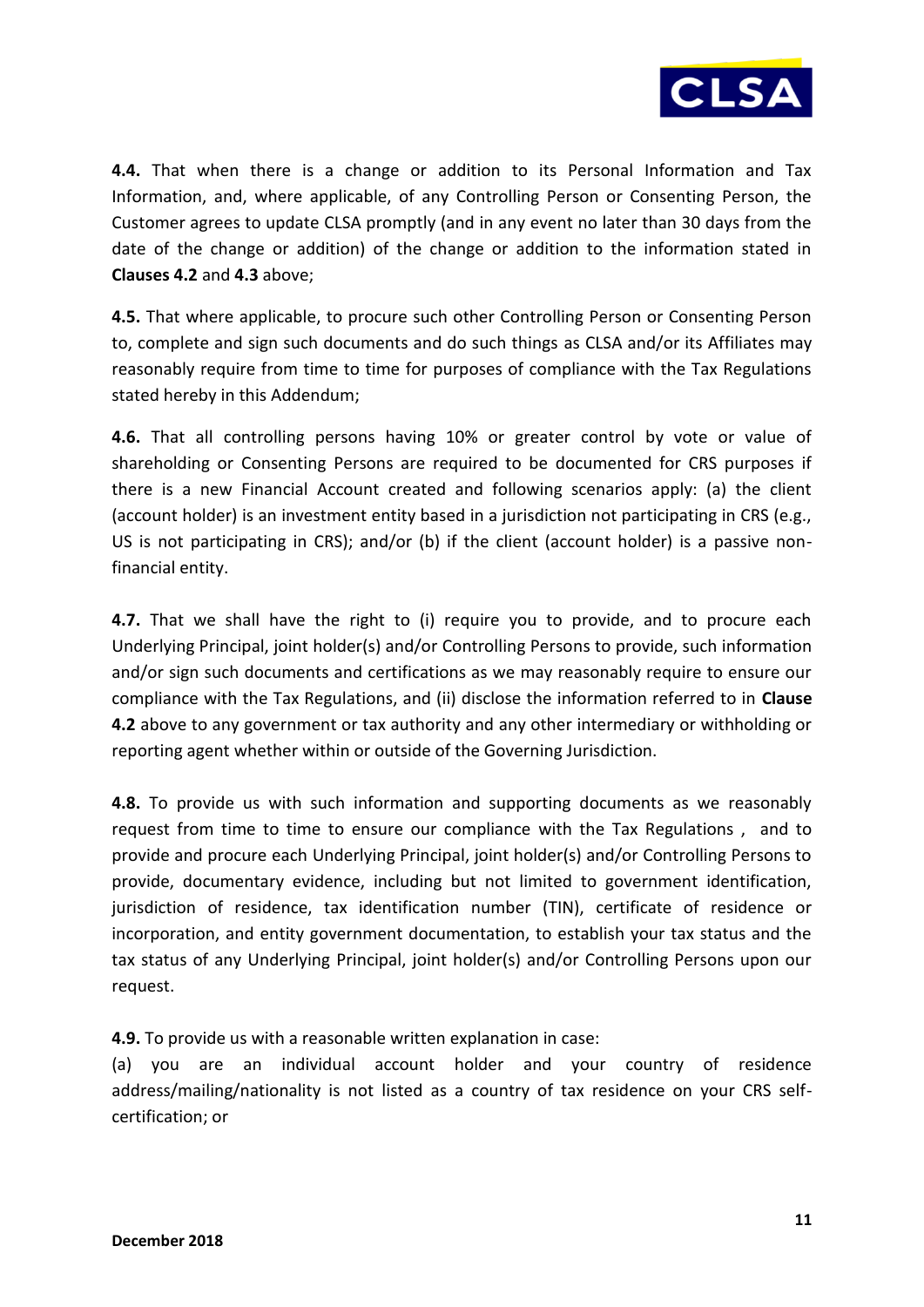**4.4.** That when there is a change or addition to its Personal Information and Tax Information, and, where applicable, of any Controlling Person or Consenting Person, the Customer agrees to update CLSA promptly (and in any event no later than 30 days from the date of the change or addition) of the change or addition to the information stated in **Clauses 4.2** and **4.3** above;

**4.5.** That where applicable, to procure such other Controlling Person or Consenting Person to, complete and sign such documents and do such things as CLSA and/or its Affiliates may reasonably require from time to time for purposes of compliance with the Tax Regulations stated hereby in this Addendum;

**4.6.** That all controlling persons having 10% or greater control by vote or value of shareholding or Consenting Persons are required to be documented for CRS purposes if there is a new Financial Account created and following scenarios apply: (a) the client (account holder) is an investment entity based in a jurisdiction not participating in CRS (e.g., US is not participating in CRS); and/or (b) if the client (account holder) is a passive non-financial entity.

**4.7.** That we shall have the right to (i) require you to provide, and to procure each Underlying Principal, joint holder(s) and/or Controlling Persons to provide, such information and/or sign such documents and certifications as we may reasonably require to ensure our compliance with the Tax Regulations, and (ii) disclose the information referred to in **Clause 4.2** above to any government or tax authority and any other intermediary or withholding or reporting agent whether within or outside of the Governing Jurisdiction.

**4.8.** To provide us with such information and supporting documents as we reasonably request from time to time to ensure our compliance with the Tax Regulations , and to provide and procure each Underlying Principal, joint holder(s) and/or Controlling Persons to provide, documentary evidence, including but not limited to government identification, jurisdiction of residence, tax identification number (TIN), certificate of residence or incorporation, and entity government documentation, to establish your tax status and the tax status of any Underlying Principal, joint holder(s) and/or Controlling Persons upon our request.

**4.9.** To provide us with a reasonable written explanation in case:

(a) you are an individual account holder and your country of residence address/mailing/nationality is not listed as a country of tax residence on your CRS self-certification; or

December 2018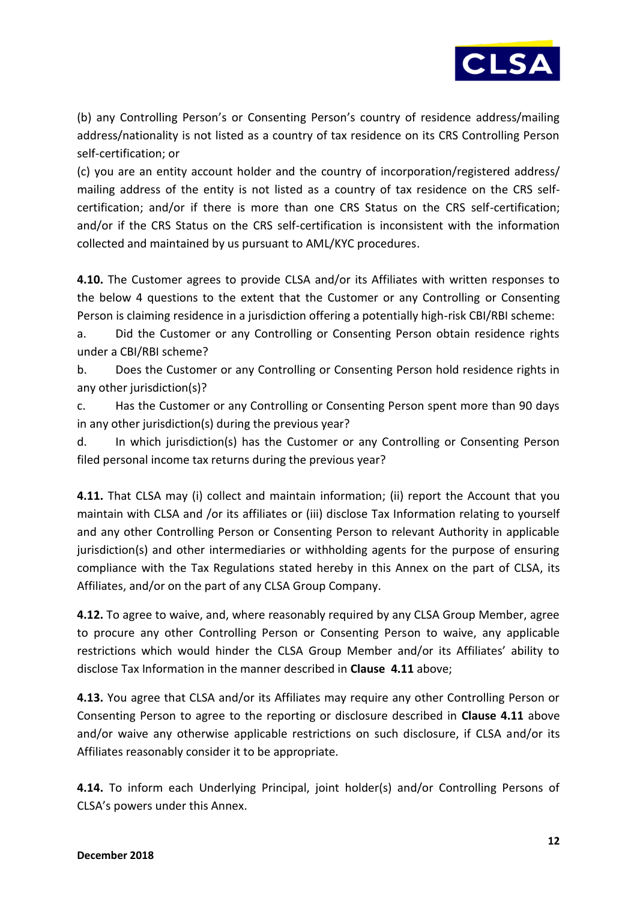(b) any Controlling Person's or Consenting Person's country of residence address/mailing address/nationality is not listed as a country of tax residence on its CRS Controlling Person self-certification; or

(c) you are an entity account holder and the country of incorporation/registered address/ mailing address of the entity is not listed as a country of tax residence on the CRS self-certification; and/or if there is more than one CRS Status on the CRS self-certification; and/or if the CRS Status on the CRS self-certification is inconsistent with the information collected and maintained by us pursuant to AML/KYC procedures.

**4.10.** The Customer agrees to provide CLSA and/or its Affiliates with written responses to the below 4 questions to the extent that the Customer or any Controlling or Consenting Person is claiming residence in a jurisdiction offering a potentially high-risk CBI/RBI scheme:

a. Did the Customer or any Controlling or Consenting Person obtain residence rights under a CBI/RBI scheme?

b. Does the Customer or any Controlling or Consenting Person hold residence rights in any other jurisdiction(s)?

c. Has the Customer or any Controlling or Consenting Person spent more than 90 days in any other jurisdiction(s) during the previous year?

d. In which jurisdiction(s) has the Customer or any Controlling or Consenting Person filed personal income tax returns during the previous year?

**4.11.** That CLSA may (i) collect and maintain information; (ii) report the Account that you maintain with CLSA and /or its affiliates or (iii) disclose Tax Information relating to yourself and any other Controlling Person or Consenting Person to relevant Authority in applicable jurisdiction(s) and other intermediaries or withholding agents for the purpose of ensuring compliance with the Tax Regulations stated hereby in this Annex on the part of CLSA, its Affiliates, and/or on the part of any CLSA Group Company.

**4.12.** To agree to waive, and, where reasonably required by any CLSA Group Member, agree to procure any other Controlling Person or Consenting Person to waive, any applicable restrictions which would hinder the CLSA Group Member and/or its Affiliates' ability to disclose Tax Information in the manner described in **Clause 4.11** above;

**4.13.** You agree that CLSA and/or its Affiliates may require any other Controlling Person or Consenting Person to agree to the reporting or disclosure described in **Clause 4.11** above and/or waive any otherwise applicable restrictions on such disclosure, if CLSA and/or its Affiliates reasonably consider it to be appropriate.

**4.14.** To inform each Underlying Principal, joint holder(s) and/or Controlling Persons of CLSA's powers under this Annex.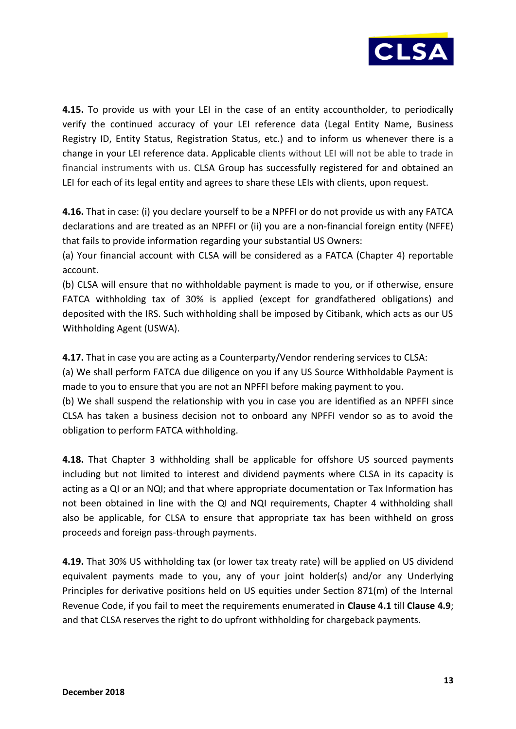**4.15.** To provide us with your LEI in the case of an entity accountholder, to periodically verify the continued accuracy of your LEI reference data (Legal Entity Name, Business Registry ID, Entity Status, Registration Status, etc.) and to inform us whenever there is a change in your LEI reference data. Applicable clients without LEI will not be able to trade in financial instruments with us. CLSA Group has successfully registered for and obtained an LEI for each of its legal entity and agrees to share these LEIs with clients, upon request.

**4.16.** That in case: (i) you declare yourself to be a NPFFI or do not provide us with any FATCA declarations and are treated as an NPFFI or (ii) you are a non-financial foreign entity (NFFE) that fails to provide information regarding your substantial US Owners:

(a) Your financial account with CLSA will be considered as a FATCA (Chapter 4) reportable account.

(b) CLSA will ensure that no withholdable payment is made to you, or if otherwise, ensure FATCA withholding tax of 30% is applied (except for grandfathered obligations) and deposited with the IRS. Such withholding shall be imposed by Citibank, which acts as our US Withholding Agent (USWA).

**4.17.** That in case you are acting as a Counterparty/Vendor rendering services to CLSA:

(a) We shall perform FATCA due diligence on you if any US Source Withholdable Payment is made to you to ensure that you are not an NPFFI before making payment to you.

(b) We shall suspend the relationship with you in case you are identified as an NPFFI since CLSA has taken a business decision not to onboard any NPFFI vendor so as to avoid the obligation to perform FATCA withholding.

**4.18.** That Chapter 3 withholding shall be applicable for offshore US sourced payments including but not limited to interest and dividend payments where CLSA in its capacity is acting as a QI or an NQI; and that where appropriate documentation or Tax Information has not been obtained in line with the QI and NQI requirements, Chapter 4 withholding shall also be applicable, for CLSA to ensure that appropriate tax has been withheld on gross proceeds and foreign pass-through payments.

**4.19.** That 30% US withholding tax (or lower tax treaty rate) will be applied on US dividend equivalent payments made to you, any of your joint holder(s) and/or any Underlying Principles for derivative positions held on US equities under Section 871(m) of the Internal Revenue Code, if you fail to meet the requirements enumerated in **Clause 4.1** till **Clause 4.9**; and that CLSA reserves the right to do upfront withholding for chargeback payments.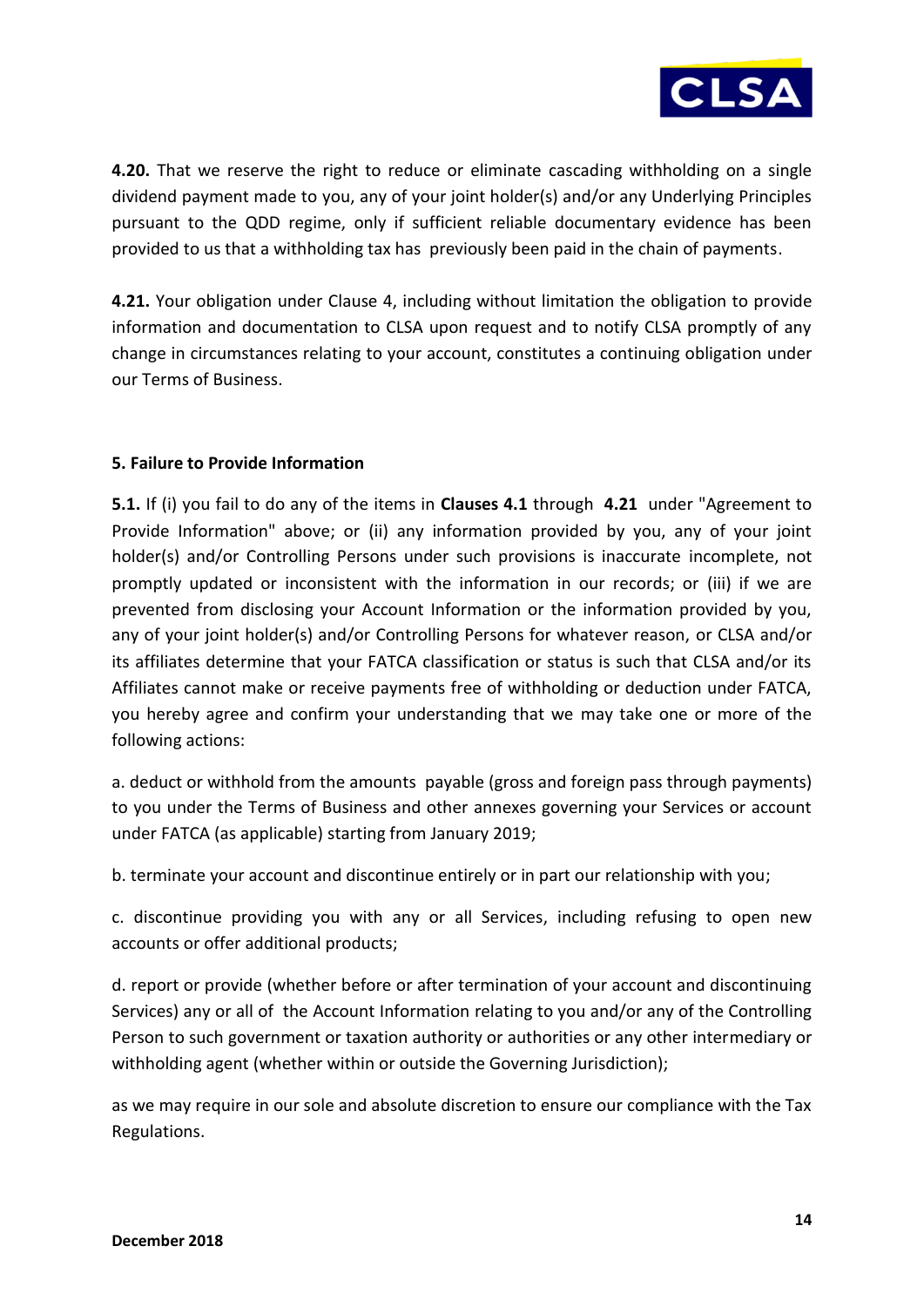**4.20.** That we reserve the right to reduce or eliminate cascading withholding on a single dividend payment made to you, any of your joint holder(s) and/or any Underlying Principles pursuant to the QDD regime, only if sufficient reliable documentary evidence has been provided to us that a withholding tax has previously been paid in the chain of payments.

**4.21.** Your obligation under Clause 4, including without limitation the obligation to provide information and documentation to CLSA upon request and to notify CLSA promptly of any change in circumstances relating to your account, constitutes a continuing obligation under our Terms of Business.

**5. Failure to Provide Information**

**5.1.** If (i) you fail to do any of the items in **Clauses 4.1** through **4.21** under "Agreement to Provide Information" above; or (ii) any information provided by you, any of your joint holder(s) and/or Controlling Persons under such provisions is inaccurate incomplete, not promptly updated or inconsistent with the information in our records; or (iii) if we are prevented from disclosing your Account Information or the information provided by you, any of your joint holder(s) and/or Controlling Persons for whatever reason, or CLSA and/or its affiliates determine that your FATCA classification or status is such that CLSA and/or its Affiliates cannot make or receive payments free of withholding or deduction under FATCA, you hereby agree and confirm your understanding that we may take one or more of the following actions:

a. deduct or withhold from the amounts payable (gross and foreign pass through payments) to you under the Terms of Business and other annexes governing your Services or account under FATCA (as applicable) starting from January 2019;

b. terminate your account and discontinue entirely or in part our relationship with you;

c. discontinue providing you with any or all Services, including refusing to open new accounts or offer additional products;

d. report or provide (whether before or after termination of your account and discontinuing Services) any or all of the Account Information relating to you and/or any of the Controlling Person to such government or taxation authority or authorities or any other intermediary or withholding agent (whether within or outside the Governing Jurisdiction);

as we may require in our sole and absolute discretion to ensure our compliance with the Tax Regulations.

**December 2018**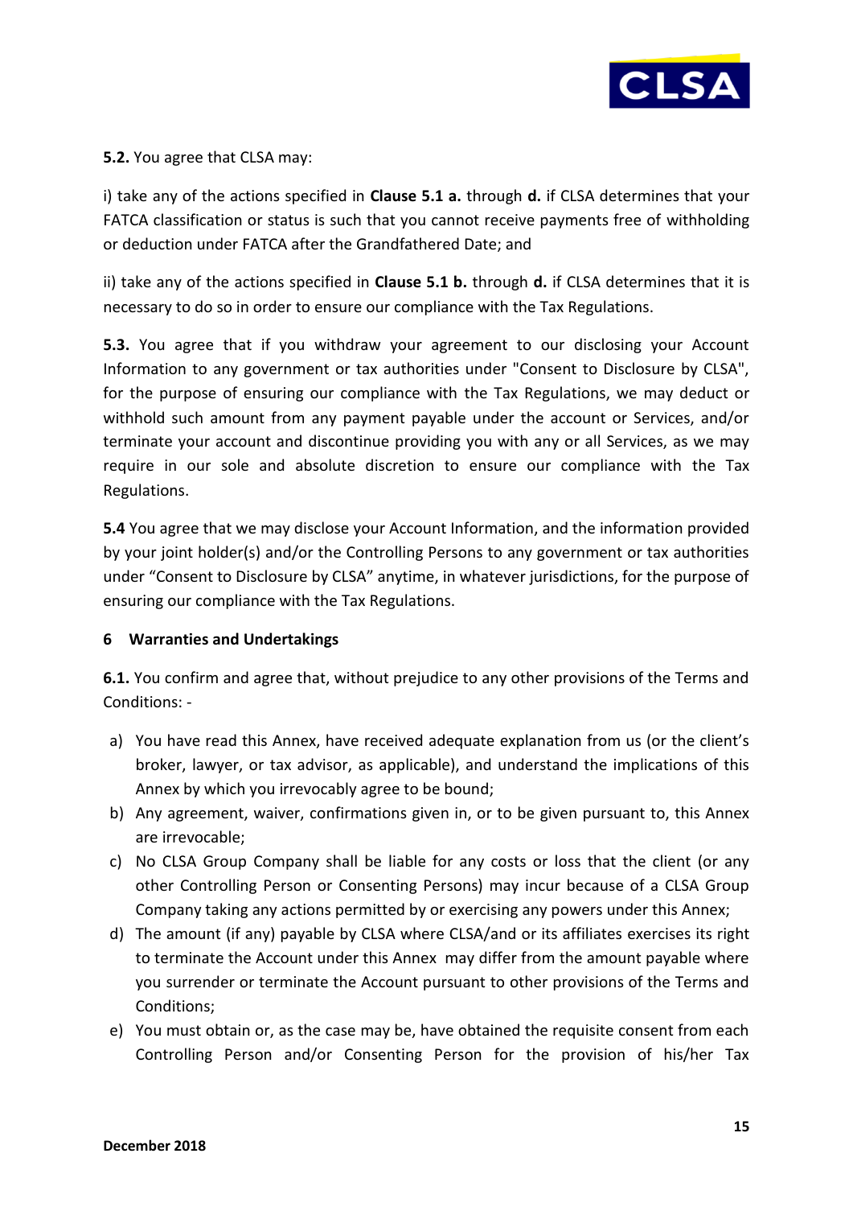**5.2.** You agree that CLSA may:

i) take any of the actions specified in **Clause 5.1 a.** through **d.** if CLSA determines that your FATCA classification or status is such that you cannot receive payments free of withholding or deduction under FATCA after the Grandfathered Date; and

ii) take any of the actions specified in **Clause 5.1 b.** through **d.** if CLSA determines that it is necessary to do so in order to ensure our compliance with the Tax Regulations.

**5.3.** You agree that if you withdraw your agreement to our disclosing your Account Information to any government or tax authorities under "Consent to Disclosure by CLSA", for the purpose of ensuring our compliance with the Tax Regulations, we may deduct or withhold such amount from any payment payable under the account or Services, and/or terminate your account and discontinue providing you with any or all Services, as we may require in our sole and absolute discretion to ensure our compliance with the Tax Regulations.

**5.4** You agree that we may disclose your Account Information, and the information provided by your joint holder(s) and/or the Controlling Persons to any government or tax authorities under "Consent to Disclosure by CLSA" anytime, in whatever jurisdictions, for the purpose of ensuring our compliance with the Tax Regulations.

**6 Warranties and Undertakings**

**6.1.** You confirm and agree that, without prejudice to any other provisions of the Terms and Conditions: -

a) You have read this Annex, have received adequate explanation from us (or the client's broker, lawyer, or tax advisor, as applicable), and understand the implications of this Annex by which you irrevocably agree to be bound;
b) Any agreement, waiver, confirmations given in, or to be given pursuant to, this Annex are irrevocable;
c) No CLSA Group Company shall be liable for any costs or loss that the client (or any other Controlling Person or Consenting Persons) may incur because of a CLSA Group Company taking any actions permitted by or exercising any powers under this Annex;
d) The amount (if any) payable by CLSA where CLSA/and or its affiliates exercises its right to terminate the Account under this Annex may differ from the amount payable where you surrender or terminate the Account pursuant to other provisions of the Terms and Conditions;
e) You must obtain or, as the case may be, have obtained the requisite consent from each Controlling Person and/or Consenting Person for the provision of his/her Tax

December 2018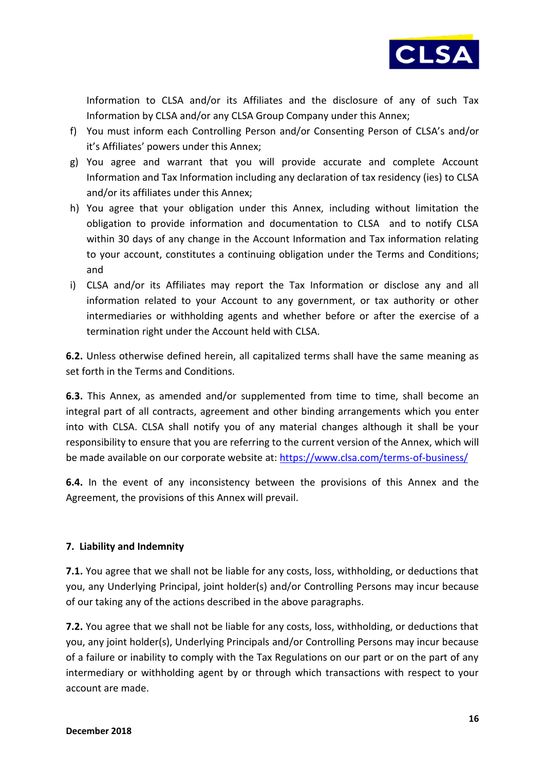Information to CLSA and/or its Affiliates and the disclosure of any of such Tax Information by CLSA and/or any CLSA Group Company under this Annex;

f) You must inform each Controlling Person and/or Consenting Person of CLSA's and/or it's Affiliates' powers under this Annex;

g) You agree and warrant that you will provide accurate and complete Account Information and Tax Information including any declaration of tax residency (ies) to CLSA and/or its affiliates under this Annex;

h) You agree that your obligation under this Annex, including without limitation the obligation to provide information and documentation to CLSA and to notify CLSA within 30 days of any change in the Account Information and Tax information relating to your account, constitutes a continuing obligation under the Terms and Conditions; and

i) CLSA and/or its Affiliates may report the Tax Information or disclose any and all information related to your Account to any government, or tax authority or other intermediaries or withholding agents and whether before or after the exercise of a termination right under the Account held with CLSA.

**6.2.** Unless otherwise defined herein, all capitalized terms shall have the same meaning as set forth in the Terms and Conditions.

**6.3.** This Annex, as amended and/or supplemented from time to time, shall become an integral part of all contracts, agreement and other binding arrangements which you enter into with CLSA. CLSA shall notify you of any material changes although it shall be your responsibility to ensure that you are referring to the current version of the Annex, which will be made available on our corporate website at: https://www.clsa.com/terms-of-business/

**6.4.** In the event of any inconsistency between the provisions of this Annex and the Agreement, the provisions of this Annex will prevail.

## 7. Liability and Indemnity

**7.1.** You agree that we shall not be liable for any costs, loss, withholding, or deductions that you, any Underlying Principal, joint holder(s) and/or Controlling Persons may incur because of our taking any of the actions described in the above paragraphs.

**7.2.** You agree that we shall not be liable for any costs, loss, withholding, or deductions that you, any joint holder(s), Underlying Principals and/or Controlling Persons may incur because of a failure or inability to comply with the Tax Regulations on our part or on the part of any intermediary or withholding agent by or through which transactions with respect to your account are made.

**December 2018**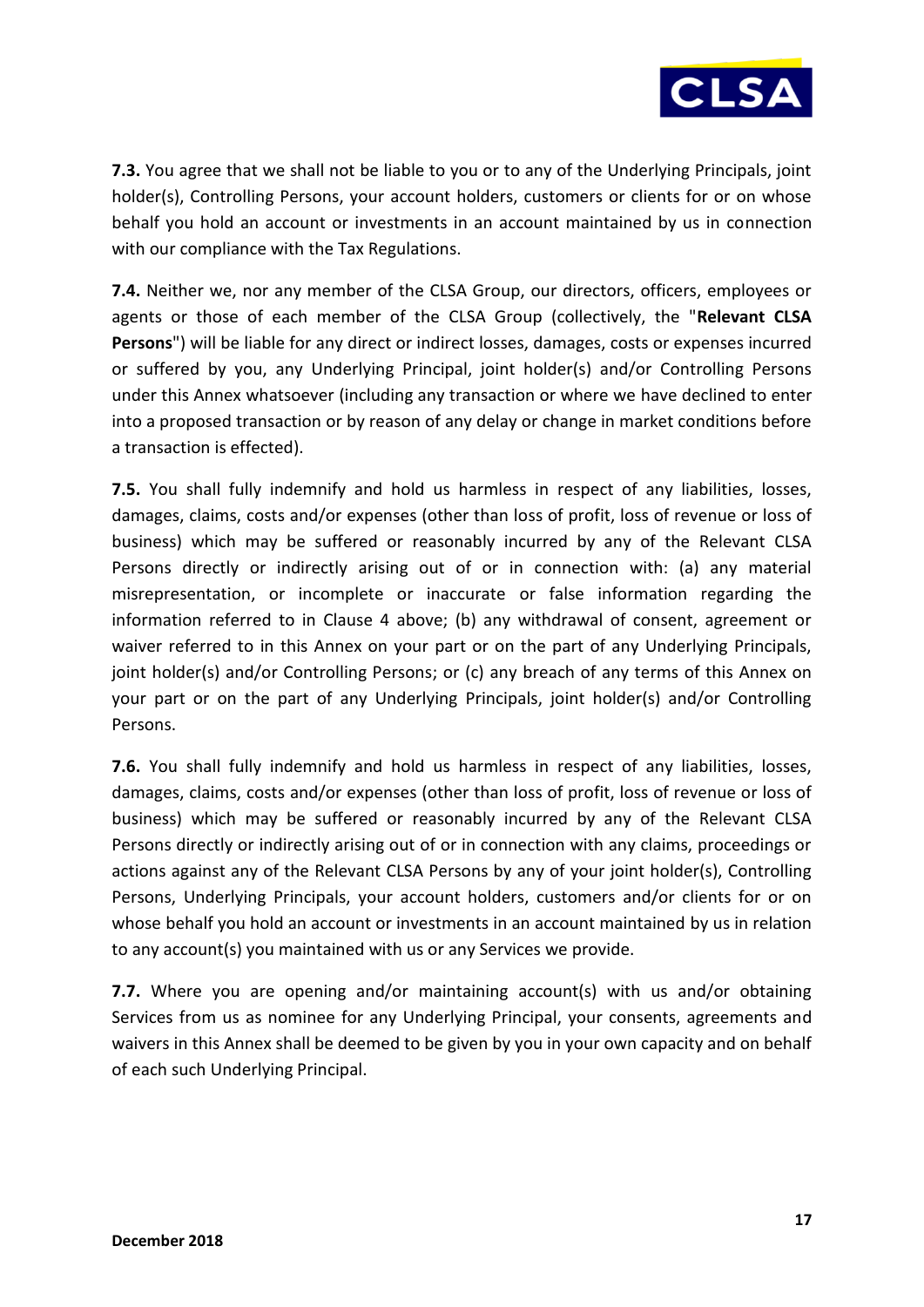**7.3.** You agree that we shall not be liable to you or to any of the Underlying Principals, joint holder(s), Controlling Persons, your account holders, customers or clients for or on whose behalf you hold an account or investments in an account maintained by us in connection with our compliance with the Tax Regulations.

**7.4.** Neither we, nor any member of the CLSA Group, our directors, officers, employees or agents or those of each member of the CLSA Group (collectively, the "**Relevant CLSA Persons**") will be liable for any direct or indirect losses, damages, costs or expenses incurred or suffered by you, any Underlying Principal, joint holder(s) and/or Controlling Persons under this Annex whatsoever (including any transaction or where we have declined to enter into a proposed transaction or by reason of any delay or change in market conditions before a transaction is effected).

**7.5.** You shall fully indemnify and hold us harmless in respect of any liabilities, losses, damages, claims, costs and/or expenses (other than loss of profit, loss of revenue or loss of business) which may be suffered or reasonably incurred by any of the Relevant CLSA Persons directly or indirectly arising out of or in connection with: (a) any material misrepresentation, or incomplete or inaccurate or false information regarding the information referred to in Clause 4 above; (b) any withdrawal of consent, agreement or waiver referred to in this Annex on your part or on the part of any Underlying Principals, joint holder(s) and/or Controlling Persons; or (c) any breach of any terms of this Annex on your part or on the part of any Underlying Principals, joint holder(s) and/or Controlling Persons.

**7.6.** You shall fully indemnify and hold us harmless in respect of any liabilities, losses, damages, claims, costs and/or expenses (other than loss of profit, loss of revenue or loss of business) which may be suffered or reasonably incurred by any of the Relevant CLSA Persons directly or indirectly arising out of or in connection with any claims, proceedings or actions against any of the Relevant CLSA Persons by any of your joint holder(s), Controlling Persons, Underlying Principals, your account holders, customers and/or clients for or on whose behalf you hold an account or investments in an account maintained by us in relation to any account(s) you maintained with us or any Services we provide.

**7.7.** Where you are opening and/or maintaining account(s) with us and/or obtaining Services from us as nominee for any Underlying Principal, your consents, agreements and waivers in this Annex shall be deemed to be given by you in your own capacity and on behalf of each such Underlying Principal.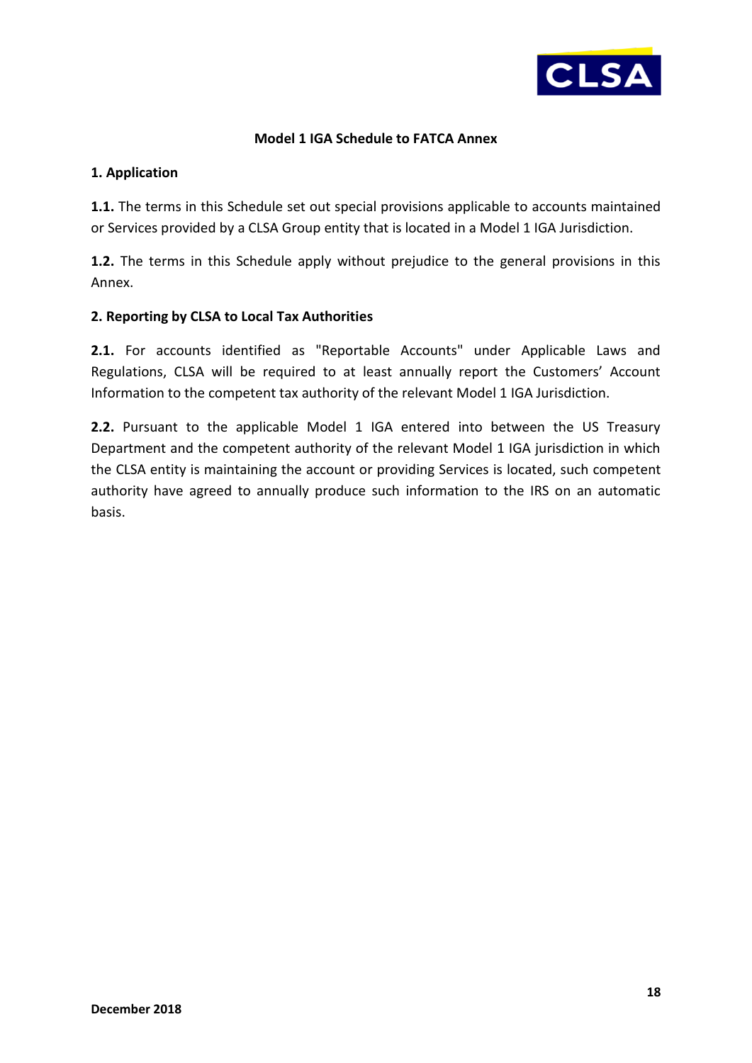## Model 1 IGA Schedule to FATCA Annex

### 1. Application

**1.1.** The terms in this Schedule set out special provisions applicable to accounts maintained or Services provided by a CLSA Group entity that is located in a Model 1 IGA Jurisdiction.

**1.2.** The terms in this Schedule apply without prejudice to the general provisions in this Annex.

### 2. Reporting by CLSA to Local Tax Authorities

**2.1.** For accounts identified as "Reportable Accounts" under Applicable Laws and Regulations, CLSA will be required to at least annually report the Customers' Account Information to the competent tax authority of the relevant Model 1 IGA Jurisdiction.

**2.2.** Pursuant to the applicable Model 1 IGA entered into between the US Treasury Department and the competent authority of the relevant Model 1 IGA jurisdiction in which the CLSA entity is maintaining the account or providing Services is located, such competent authority have agreed to annually produce such information to the IRS on an automatic basis.

**December 2018**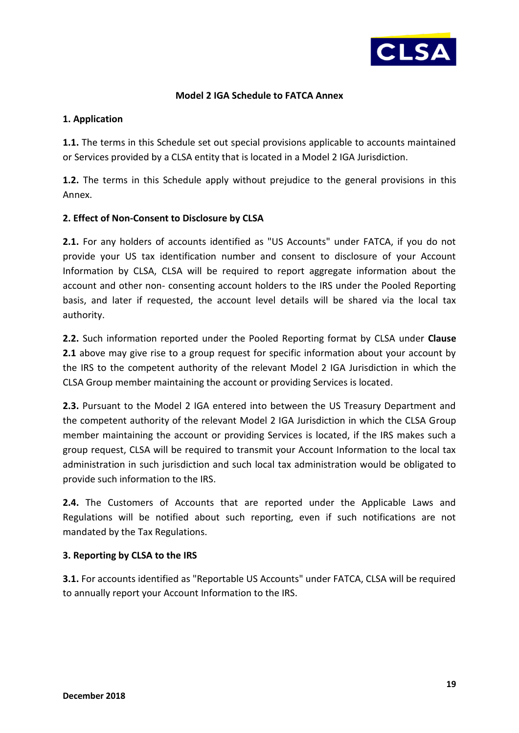**Model 2 IGA Schedule to FATCA Annex**

**1. Application**

**1.1.** The terms in this Schedule set out special provisions applicable to accounts maintained or Services provided by a CLSA entity that is located in a Model 2 IGA Jurisdiction.

**1.2.** The terms in this Schedule apply without prejudice to the general provisions in this Annex.

**2. Effect of Non-Consent to Disclosure by CLSA**

**2.1.** For any holders of accounts identified as "US Accounts" under FATCA, if you do not provide your US tax identification number and consent to disclosure of your Account Information by CLSA, CLSA will be required to report aggregate information about the account and other non- consenting account holders to the IRS under the Pooled Reporting basis, and later if requested, the account level details will be shared via the local tax authority.

**2.2.** Such information reported under the Pooled Reporting format by CLSA under **Clause 2.1** above may give rise to a group request for specific information about your account by the IRS to the competent authority of the relevant Model 2 IGA Jurisdiction in which the CLSA Group member maintaining the account or providing Services is located.

**2.3.** Pursuant to the Model 2 IGA entered into between the US Treasury Department and the competent authority of the relevant Model 2 IGA Jurisdiction in which the CLSA Group member maintaining the account or providing Services is located, if the IRS makes such a group request, CLSA will be required to transmit your Account Information to the local tax administration in such jurisdiction and such local tax administration would be obligated to provide such information to the IRS.

**2.4.** The Customers of Accounts that are reported under the Applicable Laws and Regulations will be notified about such reporting, even if such notifications are not mandated by the Tax Regulations.

**3. Reporting by CLSA to the IRS**

**3.1.** For accounts identified as "Reportable US Accounts" under FATCA, CLSA will be required to annually report your Account Information to the IRS.